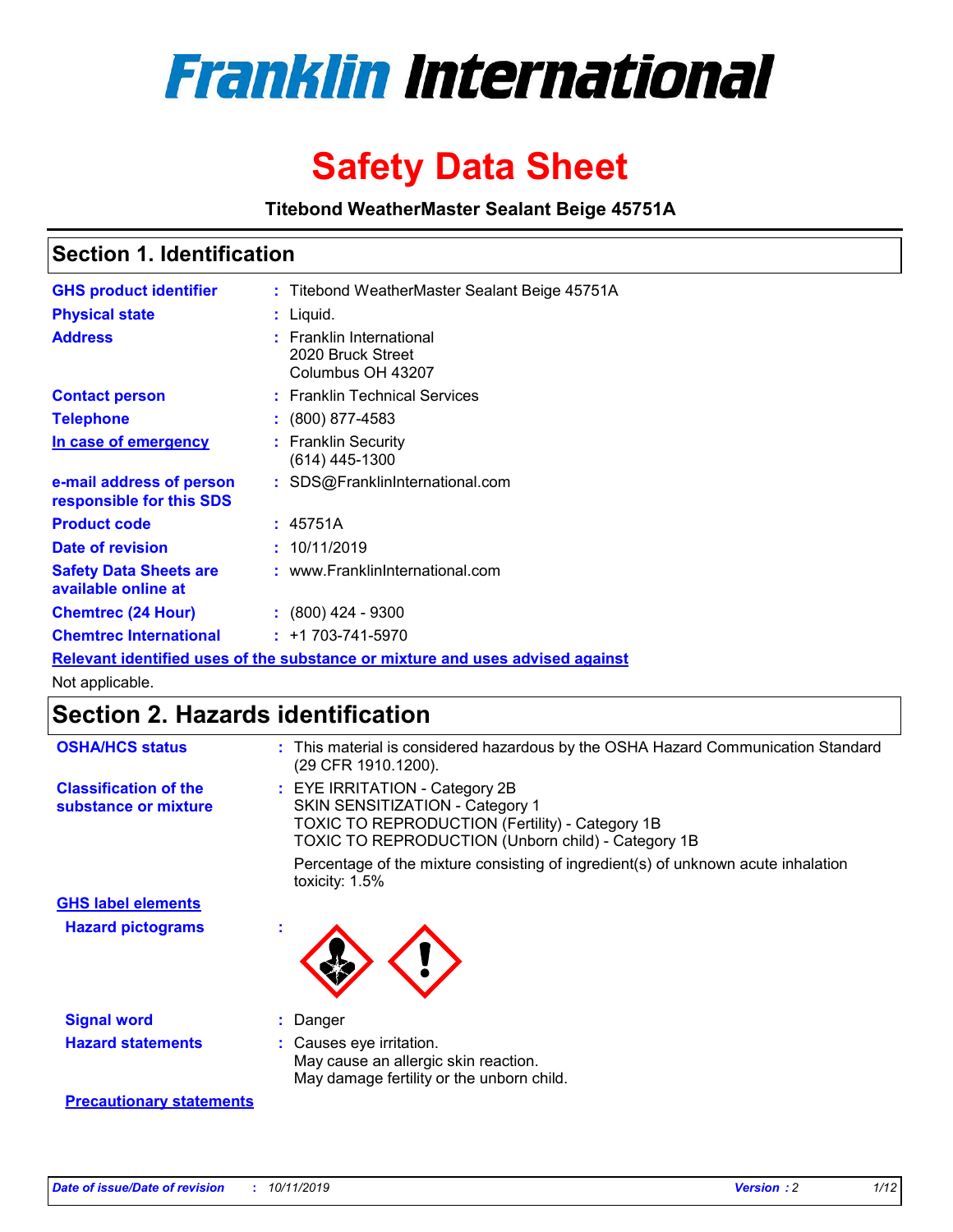# Franklin International

# Safety Data Sheet

**Titebond WeatherMaster Sealant Beige 45751A**

## Section 1. Identification

| | |
|---|---|
| **GHS product identifier** | : Titebond WeatherMaster Sealant Beige 45751A |
| **Physical state** | : Liquid. |
| **Address** | : Franklin International<br>2020 Bruck Street<br>Columbus OH 43207 |
| **Contact person** | : Franklin Technical Services |
| **Telephone** | : (800) 877-4583 |
| **In case of emergency** | : Franklin Security<br>(614) 445-1300 |
| **e-mail address of person responsible for this SDS** | : SDS@FranklinInternational.com |
| **Product code** | : 45751A |
| **Date of revision** | : 10/11/2019 |
| **Safety Data Sheets are available online at** | : www.FranklinInternational.com |
| **Chemtrec (24 Hour)** | : (800) 424 - 9300 |
| **Chemtrec International** | : +1 703-741-5970 |

**Relevant identified uses of the substance or mixture and uses advised against**

Not applicable.

## Section 2. Hazards identification

| | |
|---|---|
| **OSHA/HCS status** | : This material is considered hazardous by the OSHA Hazard Communication Standard (29 CFR 1910.1200). |
| **Classification of the substance or mixture** | : EYE IRRITATION - Category 2B<br>SKIN SENSITIZATION - Category 1<br>TOXIC TO REPRODUCTION (Fertility) - Category 1B<br>TOXIC TO REPRODUCTION (Unborn child) - Category 1B<br><br>Percentage of the mixture consisting of ingredient(s) of unknown acute inhalation toxicity: 1.5% |

**GHS label elements**

| | |
|---|---|
| **Hazard pictograms** | : |
| **Signal word** | : Danger |
| **Hazard statements** | : Causes eye irritation.<br>May cause an allergic skin reaction.<br>May damage fertility or the unborn child. |

**Precautionary statements**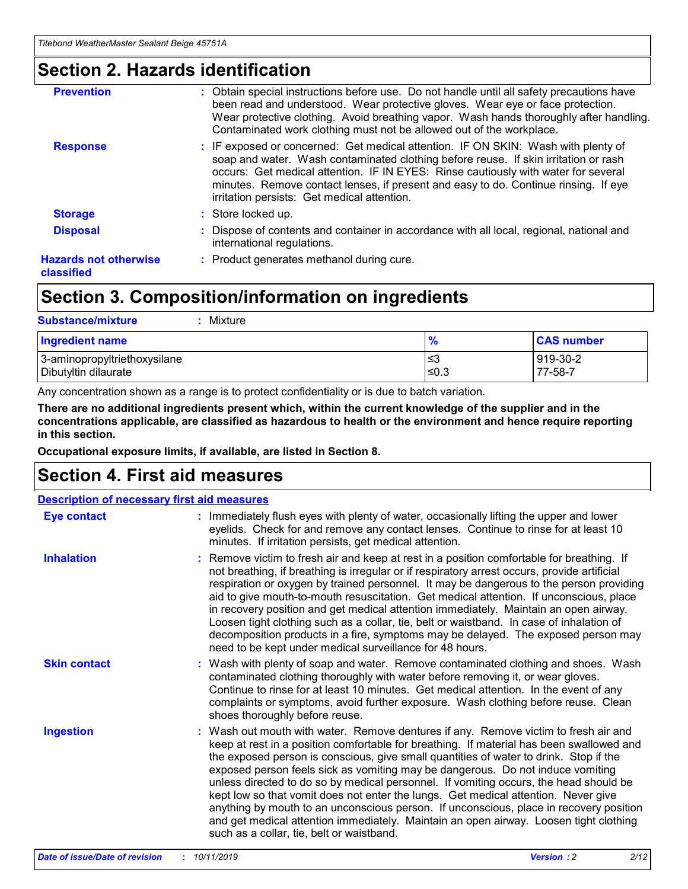## Section 2. Hazards identification

| | |
|---|---|
| **Prevention** | : Obtain special instructions before use. Do not handle until all safety precautions have been read and understood. Wear protective gloves. Wear eye or face protection. Wear protective clothing. Avoid breathing vapor. Wash hands thoroughly after handling. Contaminated work clothing must not be allowed out of the workplace. |
| **Response** | : IF exposed or concerned: Get medical attention. IF ON SKIN: Wash with plenty of soap and water. Wash contaminated clothing before reuse. If skin irritation or rash occurs: Get medical attention. IF IN EYES: Rinse cautiously with water for several minutes. Remove contact lenses, if present and easy to do. Continue rinsing. If eye irritation persists: Get medical attention. |
| **Storage** | : Store locked up. |
| **Disposal** | : Dispose of contents and container in accordance with all local, regional, national and international regulations. |
| **Hazards not otherwise classified** | : Product generates methanol during cure. |

## Section 3. Composition/information on ingredients

**Substance/mixture** : Mixture

| Ingredient name | % | CAS number |
|---|---|---|
| 3-aminopropyltriethoxysilane | ≤3 | 919-30-2 |
| Dibutyltin dilaurate | ≤0.3 | 77-58-7 |

Any concentration shown as a range is to protect confidentiality or is due to batch variation.

**There are no additional ingredients present which, within the current knowledge of the supplier and in the concentrations applicable, are classified as hazardous to health or the environment and hence require reporting in this section.**

**Occupational exposure limits, if available, are listed in Section 8.**

## Section 4. First aid measures

**Description of necessary first aid measures**

| | |
|---|---|
| **Eye contact** | : Immediately flush eyes with plenty of water, occasionally lifting the upper and lower eyelids. Check for and remove any contact lenses. Continue to rinse for at least 10 minutes. If irritation persists, get medical attention. |
| **Inhalation** | : Remove victim to fresh air and keep at rest in a position comfortable for breathing. If not breathing, if breathing is irregular or if respiratory arrest occurs, provide artificial respiration or oxygen by trained personnel. It may be dangerous to the person providing aid to give mouth-to-mouth resuscitation. Get medical attention. If unconscious, place in recovery position and get medical attention immediately. Maintain an open airway. Loosen tight clothing such as a collar, tie, belt or waistband. In case of inhalation of decomposition products in a fire, symptoms may be delayed. The exposed person may need to be kept under medical surveillance for 48 hours. |
| **Skin contact** | : Wash with plenty of soap and water. Remove contaminated clothing and shoes. Wash contaminated clothing thoroughly with water before removing it, or wear gloves. Continue to rinse for at least 10 minutes. Get medical attention. In the event of any complaints or symptoms, avoid further exposure. Wash clothing before reuse. Clean shoes thoroughly before reuse. |
| **Ingestion** | : Wash out mouth with water. Remove dentures if any. Remove victim to fresh air and keep at rest in a position comfortable for breathing. If material has been swallowed and the exposed person is conscious, give small quantities of water to drink. Stop if the exposed person feels sick as vomiting may be dangerous. Do not induce vomiting unless directed to do so by medical personnel. If vomiting occurs, the head should be kept low so that vomit does not enter the lungs. Get medical attention. Never give anything by mouth to an unconscious person. If unconscious, place in recovery position and get medical attention immediately. Maintain an open airway. Loosen tight clothing such as a collar, tie, belt or waistband. |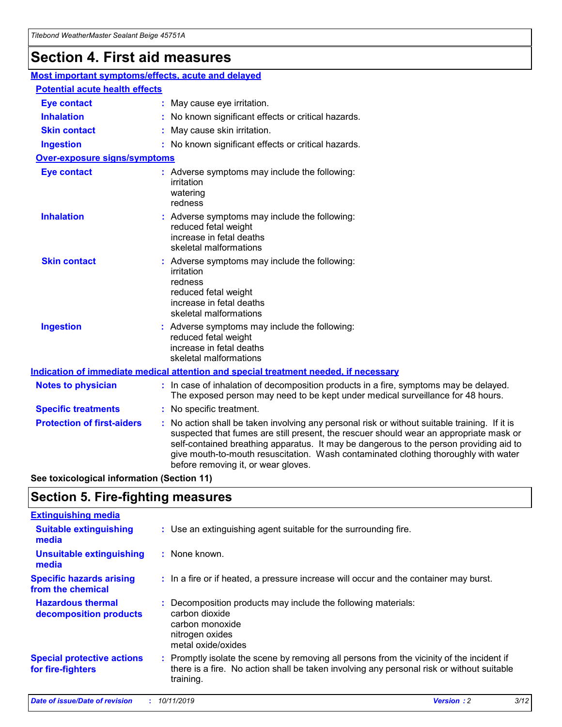# Section 4. First aid measures

## Most important symptoms/effects, acute and delayed

### Potential acute health effects

| | |
|---|---|
| **Eye contact** | May cause eye irritation. |
| **Inhalation** | No known significant effects or critical hazards. |
| **Skin contact** | May cause skin irritation. |
| **Ingestion** | No known significant effects or critical hazards. |

### Over-exposure signs/symptoms

| | |
|---|---|
| **Eye contact** | Adverse symptoms may include the following: irritation, watering, redness |
| **Inhalation** | Adverse symptoms may include the following: reduced fetal weight, increase in fetal deaths, skeletal malformations |
| **Skin contact** | Adverse symptoms may include the following: irritation, redness, reduced fetal weight, increase in fetal deaths, skeletal malformations |
| **Ingestion** | Adverse symptoms may include the following: reduced fetal weight, increase in fetal deaths, skeletal malformations |

## Indication of immediate medical attention and special treatment needed, if necessary

| | |
|---|---|
| **Notes to physician** | In case of inhalation of decomposition products in a fire, symptoms may be delayed. The exposed person may need to be kept under medical surveillance for 48 hours. |
| **Specific treatments** | No specific treatment. |
| **Protection of first-aiders** | No action shall be taken involving any personal risk or without suitable training. If it is suspected that fumes are still present, the rescuer should wear an appropriate mask or self-contained breathing apparatus. It may be dangerous to the person providing aid to give mouth-to-mouth resuscitation. Wash contaminated clothing thoroughly with water before removing it, or wear gloves. |

**See toxicological information (Section 11)**

# Section 5. Fire-fighting measures

## Extinguishing media

| | |
|---|---|
| **Suitable extinguishing media** | Use an extinguishing agent suitable for the surrounding fire. |
| **Unsuitable extinguishing media** | None known. |
| **Specific hazards arising from the chemical** | In a fire or if heated, a pressure increase will occur and the container may burst. |
| **Hazardous thermal decomposition products** | Decomposition products may include the following materials: carbon dioxide, carbon monoxide, nitrogen oxides, metal oxide/oxides |
| **Special protective actions for fire-fighters** | Promptly isolate the scene by removing all persons from the vicinity of the incident if there is a fire. No action shall be taken involving any personal risk or without suitable training. |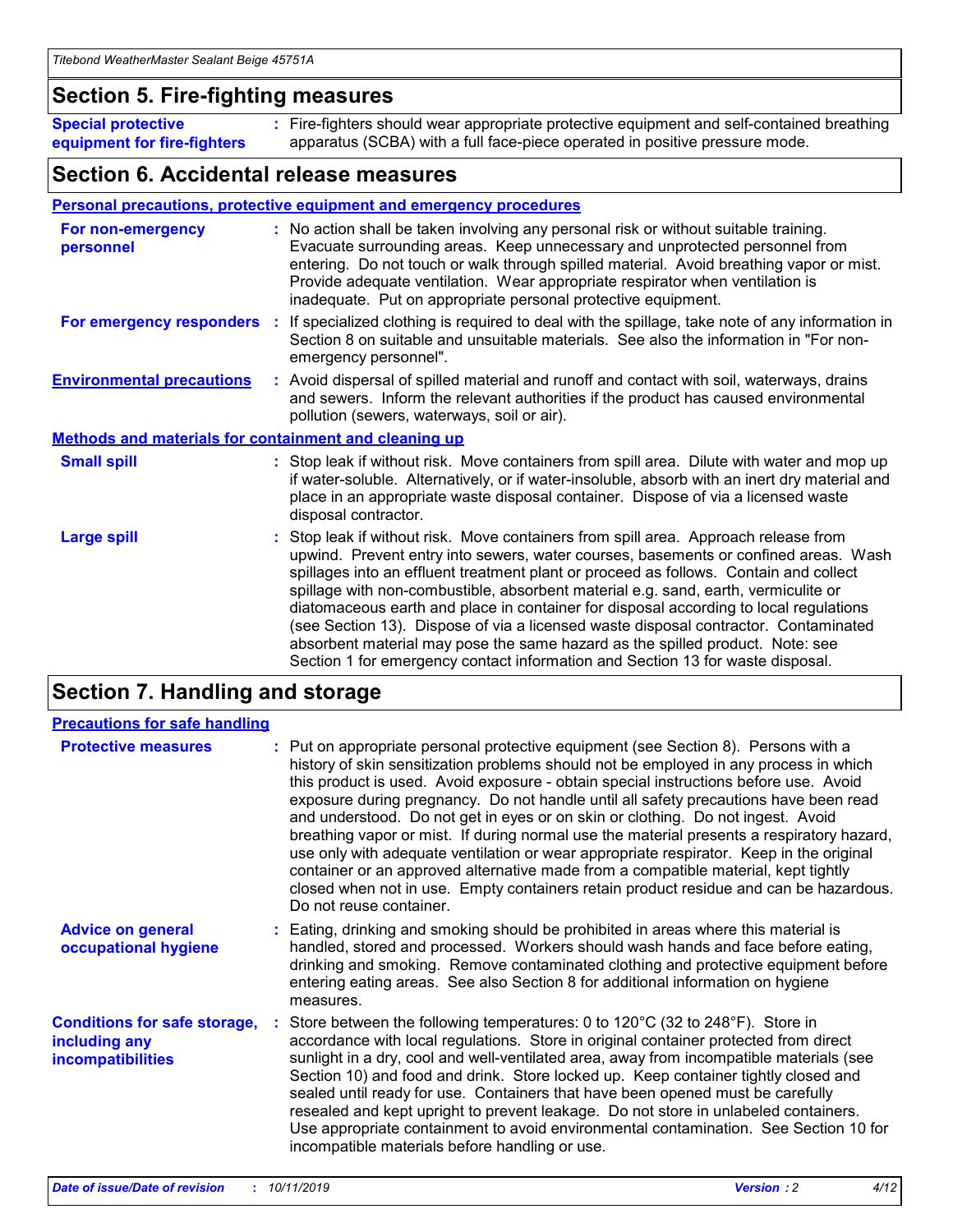## Section 5. Fire-fighting measures

**Special protective equipment for fire-fighters** : Fire-fighters should wear appropriate protective equipment and self-contained breathing apparatus (SCBA) with a full face-piece operated in positive pressure mode.

## Section 6. Accidental release measures

### Personal precautions, protective equipment and emergency procedures

**For non-emergency personnel** : No action shall be taken involving any personal risk or without suitable training. Evacuate surrounding areas. Keep unnecessary and unprotected personnel from entering. Do not touch or walk through spilled material. Avoid breathing vapor or mist. Provide adequate ventilation. Wear appropriate respirator when ventilation is inadequate. Put on appropriate personal protective equipment.

**For emergency responders** : If specialized clothing is required to deal with the spillage, take note of any information in Section 8 on suitable and unsuitable materials. See also the information in "For non-emergency personnel".

**Environmental precautions** : Avoid dispersal of spilled material and runoff and contact with soil, waterways, drains and sewers. Inform the relevant authorities if the product has caused environmental pollution (sewers, waterways, soil or air).

### Methods and materials for containment and cleaning up

**Small spill** : Stop leak if without risk. Move containers from spill area. Dilute with water and mop up if water-soluble. Alternatively, or if water-insoluble, absorb with an inert dry material and place in an appropriate waste disposal container. Dispose of via a licensed waste disposal contractor.

**Large spill** : Stop leak if without risk. Move containers from spill area. Approach release from upwind. Prevent entry into sewers, water courses, basements or confined areas. Wash spillages into an effluent treatment plant or proceed as follows. Contain and collect spillage with non-combustible, absorbent material e.g. sand, earth, vermiculite or diatomaceous earth and place in container for disposal according to local regulations (see Section 13). Dispose of via a licensed waste disposal contractor. Contaminated absorbent material may pose the same hazard as the spilled product. Note: see Section 1 for emergency contact information and Section 13 for waste disposal.

## Section 7. Handling and storage

### Precautions for safe handling

**Protective measures** : Put on appropriate personal protective equipment (see Section 8). Persons with a history of skin sensitization problems should not be employed in any process in which this product is used. Avoid exposure - obtain special instructions before use. Avoid exposure during pregnancy. Do not handle until all safety precautions have been read and understood. Do not get in eyes or on skin or clothing. Do not ingest. Avoid breathing vapor or mist. If during normal use the material presents a respiratory hazard, use only with adequate ventilation or wear appropriate respirator. Keep in the original container or an approved alternative made from a compatible material, kept tightly closed when not in use. Empty containers retain product residue and can be hazardous. Do not reuse container.

**Advice on general occupational hygiene** : Eating, drinking and smoking should be prohibited in areas where this material is handled, stored and processed. Workers should wash hands and face before eating, drinking and smoking. Remove contaminated clothing and protective equipment before entering eating areas. See also Section 8 for additional information on hygiene measures.

**Conditions for safe storage, including any incompatibilities** : Store between the following temperatures: 0 to 120°C (32 to 248°F). Store in accordance with local regulations. Store in original container protected from direct sunlight in a dry, cool and well-ventilated area, away from incompatible materials (see Section 10) and food and drink. Store locked up. Keep container tightly closed and sealed until ready for use. Containers that have been opened must be carefully resealed and kept upright to prevent leakage. Do not store in unlabeled containers. Use appropriate containment to avoid environmental contamination. See Section 10 for incompatible materials before handling or use.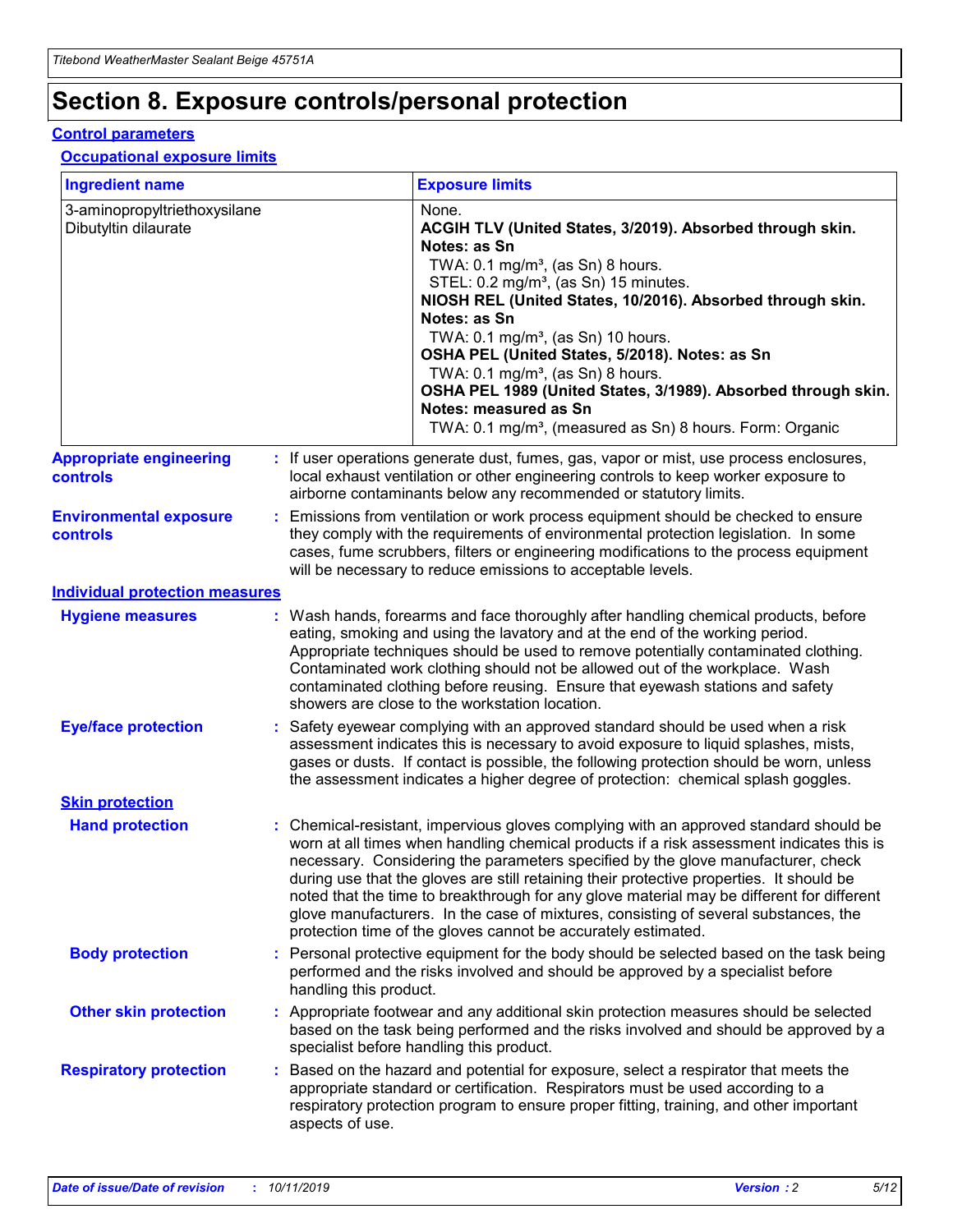# Section 8. Exposure controls/personal protection

## Control parameters

### Occupational exposure limits

| Ingredient name | Exposure limits |
|---|---|
| 3-aminopropyltriethoxysilane<br>Dibutyltin dilaurate | None.<br>**ACGIH TLV (United States, 3/2019). Absorbed through skin. Notes: as Sn**<br>TWA: 0.1 mg/m³, (as Sn) 8 hours.<br>STEL: 0.2 mg/m³, (as Sn) 15 minutes.<br>**NIOSH REL (United States, 10/2016). Absorbed through skin. Notes: as Sn**<br>TWA: 0.1 mg/m³, (as Sn) 10 hours.<br>**OSHA PEL (United States, 5/2018). Notes: as Sn**<br>TWA: 0.1 mg/m³, (as Sn) 8 hours.<br>**OSHA PEL 1989 (United States, 3/1989). Absorbed through skin. Notes: measured as Sn**<br>TWA: 0.1 mg/m³, (measured as Sn) 8 hours. Form: Organic |

**Appropriate engineering controls** : If user operations generate dust, fumes, gas, vapor or mist, use process enclosures, local exhaust ventilation or other engineering controls to keep worker exposure to airborne contaminants below any recommended or statutory limits.

**Environmental exposure controls** : Emissions from ventilation or work process equipment should be checked to ensure they comply with the requirements of environmental protection legislation. In some cases, fume scrubbers, filters or engineering modifications to the process equipment will be necessary to reduce emissions to acceptable levels.

## Individual protection measures

**Hygiene measures** : Wash hands, forearms and face thoroughly after handling chemical products, before eating, smoking and using the lavatory and at the end of the working period. Appropriate techniques should be used to remove potentially contaminated clothing. Contaminated work clothing should not be allowed out of the workplace. Wash contaminated clothing before reusing. Ensure that eyewash stations and safety showers are close to the workstation location.

**Eye/face protection** : Safety eyewear complying with an approved standard should be used when a risk assessment indicates this is necessary to avoid exposure to liquid splashes, mists, gases or dusts. If contact is possible, the following protection should be worn, unless the assessment indicates a higher degree of protection: chemical splash goggles.

### Skin protection

**Hand protection** : Chemical-resistant, impervious gloves complying with an approved standard should be worn at all times when handling chemical products if a risk assessment indicates this is necessary. Considering the parameters specified by the glove manufacturer, check during use that the gloves are still retaining their protective properties. It should be noted that the time to breakthrough for any glove material may be different for different glove manufacturers. In the case of mixtures, consisting of several substances, the protection time of the gloves cannot be accurately estimated.

**Body protection** : Personal protective equipment for the body should be selected based on the task being performed and the risks involved and should be approved by a specialist before handling this product.

**Other skin protection** : Appropriate footwear and any additional skin protection measures should be selected based on the task being performed and the risks involved and should be approved by a specialist before handling this product.

**Respiratory protection** : Based on the hazard and potential for exposure, select a respirator that meets the appropriate standard or certification. Respirators must be used according to a respiratory protection program to ensure proper fitting, training, and other important aspects of use.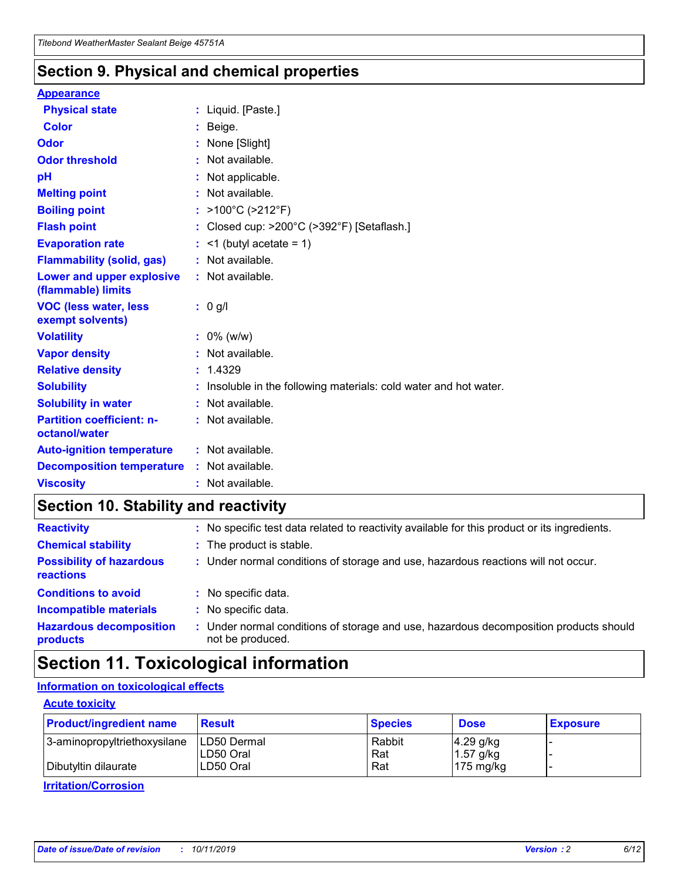## Section 9. Physical and chemical properties

**Appearance**

| | |
|---|---|
| **Physical state** | : Liquid. [Paste.] |
| **Color** | : Beige. |
| **Odor** | : None [Slight] |
| **Odor threshold** | : Not available. |
| **pH** | : Not applicable. |
| **Melting point** | : Not available. |
| **Boiling point** | : >100°C (>212°F) |
| **Flash point** | : Closed cup: >200°C (>392°F) [Setaflash.] |
| **Evaporation rate** | : <1 (butyl acetate = 1) |
| **Flammability (solid, gas)** | : Not available. |
| **Lower and upper explosive (flammable) limits** | : Not available. |
| **VOC (less water, less exempt solvents)** | : 0 g/l |
| **Volatility** | : 0% (w/w) |
| **Vapor density** | : Not available. |
| **Relative density** | : 1.4329 |
| **Solubility** | : Insoluble in the following materials: cold water and hot water. |
| **Solubility in water** | : Not available. |
| **Partition coefficient: n-octanol/water** | : Not available. |
| **Auto-ignition temperature** | : Not available. |
| **Decomposition temperature** | : Not available. |
| **Viscosity** | : Not available. |

## Section 10. Stability and reactivity

| | |
|---|---|
| **Reactivity** | : No specific test data related to reactivity available for this product or its ingredients. |
| **Chemical stability** | : The product is stable. |
| **Possibility of hazardous reactions** | : Under normal conditions of storage and use, hazardous reactions will not occur. |
| **Conditions to avoid** | : No specific data. |
| **Incompatible materials** | : No specific data. |
| **Hazardous decomposition products** | : Under normal conditions of storage and use, hazardous decomposition products should not be produced. |

## Section 11. Toxicological information

**Information on toxicological effects**

**Acute toxicity**

| Product/ingredient name | Result | Species | Dose | Exposure |
|---|---|---|---|---|
| 3-aminopropyltriethoxysilane | LD50 Dermal | Rabbit | 4.29 g/kg | - |
| | LD50 Oral | Rat | 1.57 g/kg | - |
| Dibutyltin dilaurate | LD50 Oral | Rat | 175 mg/kg | - |

**Irritation/Corrosion**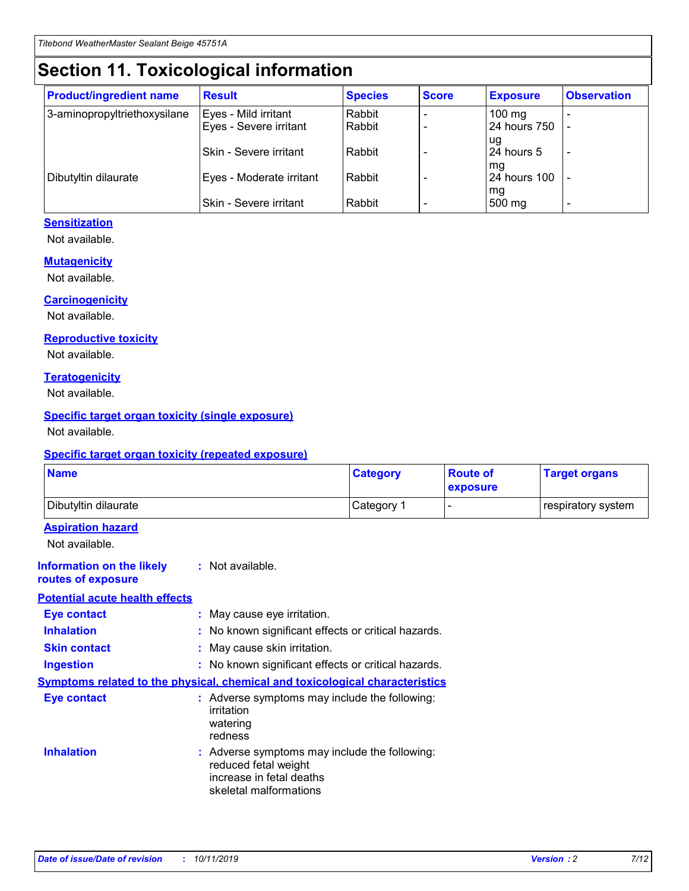# Section 11. Toxicological information

| Product/ingredient name | Result | Species | Score | Exposure | Observation |
|---|---|---|---|---|---|
| 3-aminopropyltriethoxysilane | Eyes - Mild irritant | Rabbit | - | 100 mg | - |
| | Eyes - Severe irritant | Rabbit | - | 24 hours 750 ug | - |
| | Skin - Severe irritant | Rabbit | - | 24 hours 5 mg | - |
| Dibutyltin dilaurate | Eyes - Moderate irritant | Rabbit | - | 24 hours 100 mg | - |
| | Skin - Severe irritant | Rabbit | - | 500 mg | - |

**Sensitization**

Not available.

**Mutagenicity**

Not available.

**Carcinogenicity**

Not available.

**Reproductive toxicity**

Not available.

**Teratogenicity**

Not available.

**Specific target organ toxicity (single exposure)**

Not available.

**Specific target organ toxicity (repeated exposure)**

| Name | Category | Route of exposure | Target organs |
|---|---|---|---|
| Dibutyltin dilaurate | Category 1 | - | respiratory system |

**Aspiration hazard**

Not available.

**Information on the likely routes of exposure** : Not available.

**Potential acute health effects**

**Eye contact** : May cause eye irritation.

**Inhalation** : No known significant effects or critical hazards.

**Skin contact** : May cause skin irritation.

**Ingestion** : No known significant effects or critical hazards.

**Symptoms related to the physical, chemical and toxicological characteristics**

**Eye contact** : Adverse symptoms may include the following:
irritation
watering
redness

**Inhalation** : Adverse symptoms may include the following:
reduced fetal weight
increase in fetal deaths
skeletal malformations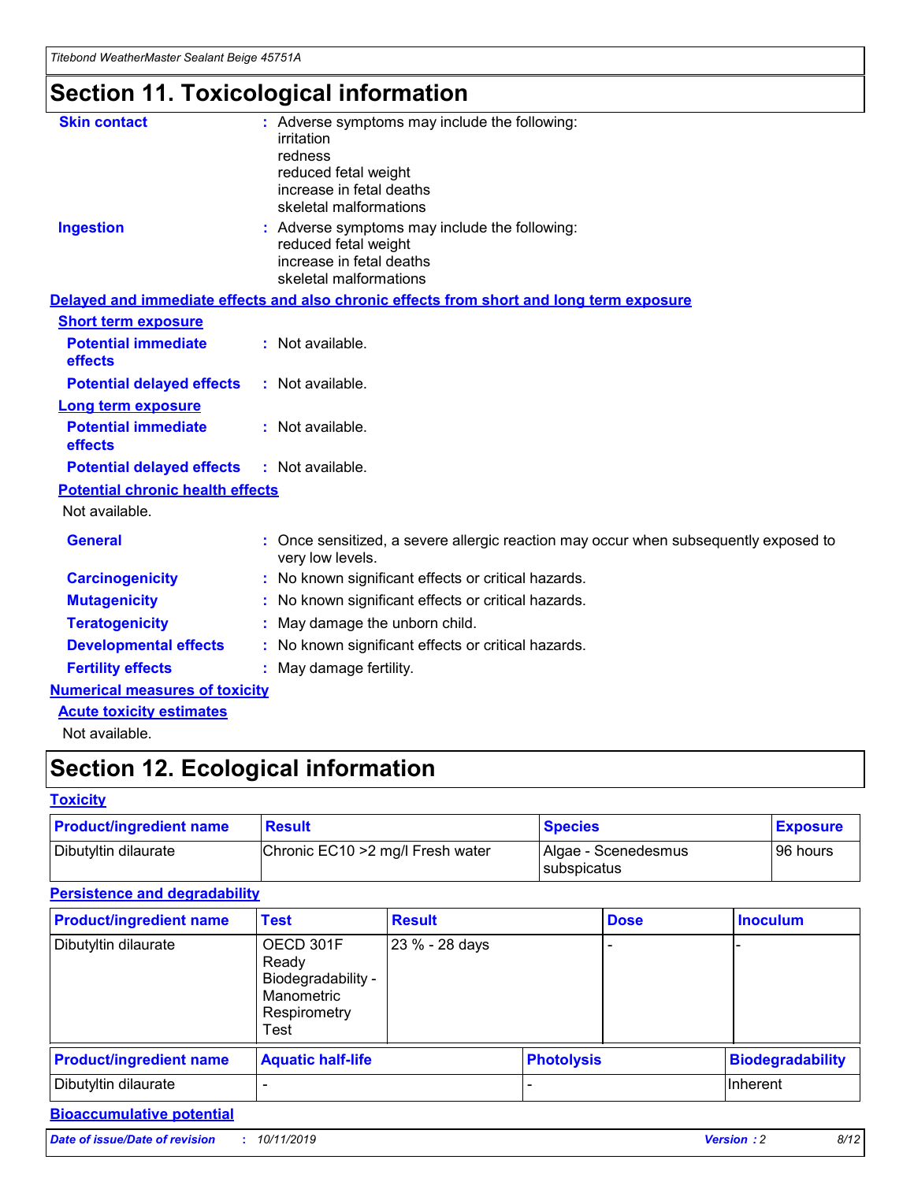# Section 11. Toxicological information

**Skin contact** : Adverse symptoms may include the following:
irritation
redness
reduced fetal weight
increase in fetal deaths
skeletal malformations

**Ingestion** : Adverse symptoms may include the following:
reduced fetal weight
increase in fetal deaths
skeletal malformations

## Delayed and immediate effects and also chronic effects from short and long term exposure

### Short term exposure

**Potential immediate effects** : Not available.

**Potential delayed effects** : Not available.

### Long term exposure

**Potential immediate effects** : Not available.

**Potential delayed effects** : Not available.

### Potential chronic health effects

Not available.

**General** : Once sensitized, a severe allergic reaction may occur when subsequently exposed to very low levels.

**Carcinogenicity** : No known significant effects or critical hazards.

**Mutagenicity** : No known significant effects or critical hazards.

**Teratogenicity** : May damage the unborn child.

**Developmental effects** : No known significant effects or critical hazards.

**Fertility effects** : May damage fertility.

## Numerical measures of toxicity

### Acute toxicity estimates

Not available.

# Section 12. Ecological information

## Toxicity

| Product/ingredient name | Result | Species | Exposure |
|---|---|---|---|
| Dibutyltin dilaurate | Chronic EC10 >2 mg/l Fresh water | Algae - Scenedesmus subspicatus | 96 hours |

## Persistence and degradability

| Product/ingredient name | Test | Result | Dose | Inoculum |
|---|---|---|---|---|
| Dibutyltin dilaurate | OECD 301F Ready Biodegradability - Manometric Respirometry Test | 23 % - 28 days | - | - |

| Product/ingredient name | Aquatic half-life | Photolysis | Biodegradability |
|---|---|---|---|
| Dibutyltin dilaurate | - | - | Inherent |

## Bioaccumulative potential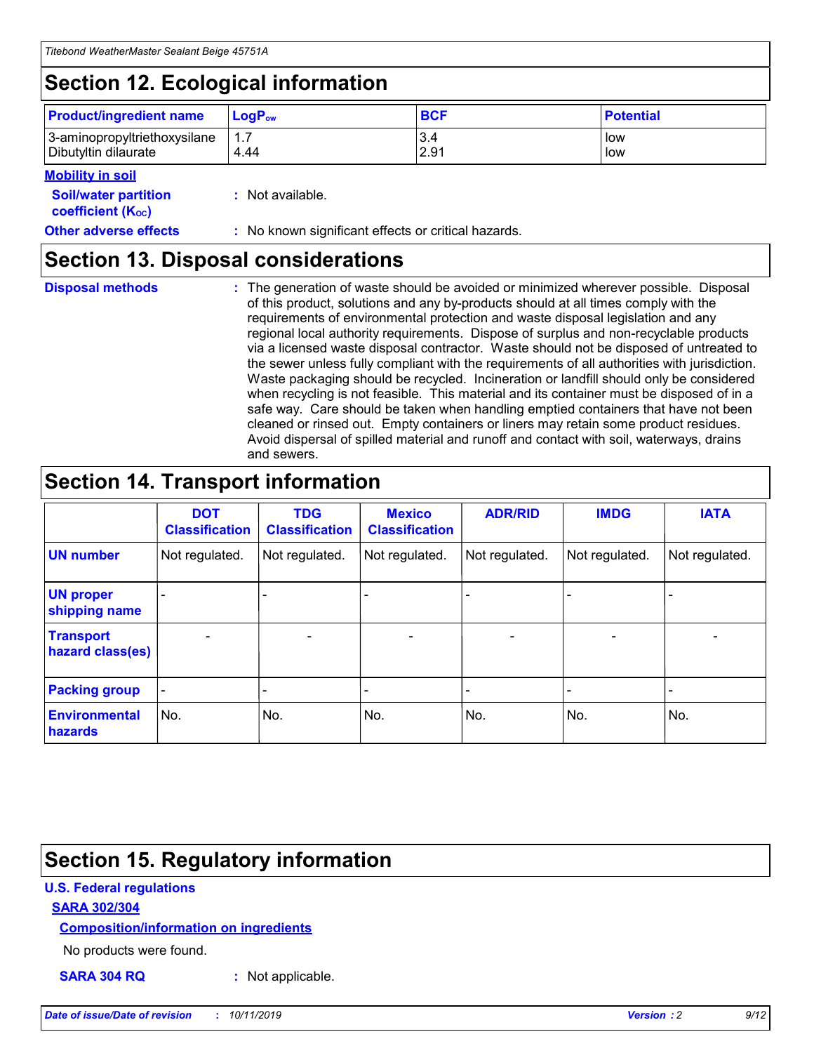## Section 12. Ecological information

| Product/ingredient name | $LogP_{ow}$ | BCF | Potential |
|---|---|---|---|
| 3-aminopropyltriethoxysilane | 1.7 | 3.4 | low |
| Dibutyltin dilaurate | 4.44 | 2.91 | low |

**Mobility in soil**

**Soil/water partition coefficient ($K_{OC}$)** : Not available.

**Other adverse effects** : No known significant effects or critical hazards.

## Section 13. Disposal considerations

**Disposal methods** : The generation of waste should be avoided or minimized wherever possible. Disposal of this product, solutions and any by-products should at all times comply with the requirements of environmental protection and waste disposal legislation and any regional local authority requirements. Dispose of surplus and non-recyclable products via a licensed waste disposal contractor. Waste should not be disposed of untreated to the sewer unless fully compliant with the requirements of all authorities with jurisdiction. Waste packaging should be recycled. Incineration or landfill should only be considered when recycling is not feasible. This material and its container must be disposed of in a safe way. Care should be taken when handling emptied containers that have not been cleaned or rinsed out. Empty containers or liners may retain some product residues. Avoid dispersal of spilled material and runoff and contact with soil, waterways, drains and sewers.

## Section 14. Transport information

| | DOT Classification | TDG Classification | Mexico Classification | ADR/RID | IMDG | IATA |
|---|---|---|---|---|---|---|
| UN number | Not regulated. | Not regulated. | Not regulated. | Not regulated. | Not regulated. | Not regulated. |
| UN proper shipping name | - | - | - | - | - | - |
| Transport hazard class(es) | - | - | - | - | - | - |
| Packing group | - | - | - | - | - | - |
| Environmental hazards | No. | No. | No. | No. | No. | No. |

## Section 15. Regulatory information

**U.S. Federal regulations**

**SARA 302/304**

**Composition/information on ingredients**

No products were found.

**SARA 304 RQ** : Not applicable.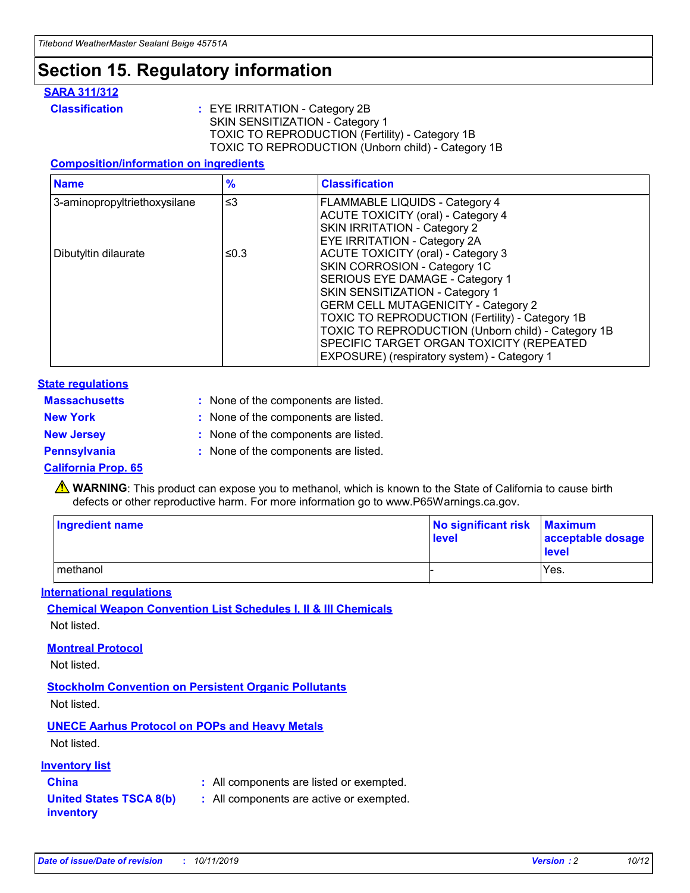# Section 15. Regulatory information

## SARA 311/312

**Classification** : EYE IRRITATION - Category 2B
SKIN SENSITIZATION - Category 1
TOXIC TO REPRODUCTION (Fertility) - Category 1B
TOXIC TO REPRODUCTION (Unborn child) - Category 1B

### Composition/information on ingredients

| Name | % | Classification |
|---|---|---|
| 3-aminopropyltriethoxysilane | ≤3 | FLAMMABLE LIQUIDS - Category 4<br>ACUTE TOXICITY (oral) - Category 4<br>SKIN IRRITATION - Category 2<br>EYE IRRITATION - Category 2A |
| Dibutyltin dilaurate | ≤0.3 | ACUTE TOXICITY (oral) - Category 3<br>SKIN CORROSION - Category 1C<br>SERIOUS EYE DAMAGE - Category 1<br>SKIN SENSITIZATION - Category 1<br>GERM CELL MUTAGENICITY - Category 2<br>TOXIC TO REPRODUCTION (Fertility) - Category 1B<br>TOXIC TO REPRODUCTION (Unborn child) - Category 1B<br>SPECIFIC TARGET ORGAN TOXICITY (REPEATED EXPOSURE) (respiratory system) - Category 1 |

## State regulations

**Massachusetts** : None of the components are listed.

**New York** : None of the components are listed.

**New Jersey** : None of the components are listed.

**Pennsylvania** : None of the components are listed.

### California Prop. 65

⚠ **WARNING**: This product can expose you to methanol, which is known to the State of California to cause birth defects or other reproductive harm. For more information go to www.P65Warnings.ca.gov.

| Ingredient name | No significant risk level | Maximum acceptable dosage level |
|---|---|---|
| methanol | - | Yes. |

## International regulations

### Chemical Weapon Convention List Schedules I, II & III Chemicals

Not listed.

### Montreal Protocol

Not listed.

### Stockholm Convention on Persistent Organic Pollutants

Not listed.

### UNECE Aarhus Protocol on POPs and Heavy Metals

Not listed.

## Inventory list

**China** : All components are listed or exempted.

**United States TSCA 8(b) inventory** : All components are active or exempted.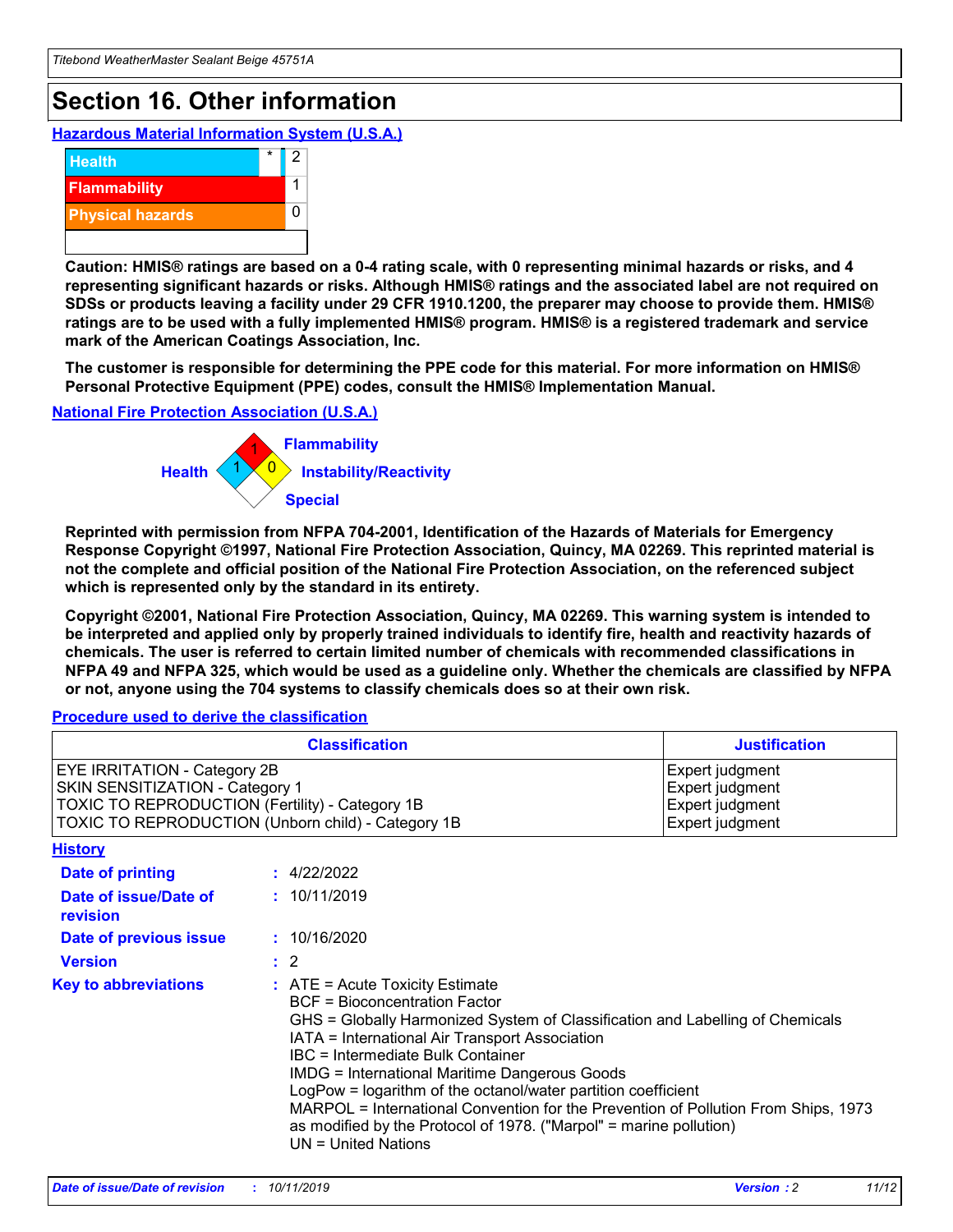# Section 16. Other information

### Hazardous Material Information System (U.S.A.)

| | | |
|---|---|---|
| Health | * | 2 |
| Flammability | | 1 |
| Physical hazards | | 0 |
| | | |

**Caution: HMIS® ratings are based on a 0-4 rating scale, with 0 representing minimal hazards or risks, and 4 representing significant hazards or risks. Although HMIS® ratings and the associated label are not required on SDSs or products leaving a facility under 29 CFR 1910.1200, the preparer may choose to provide them. HMIS® ratings are to be used with a fully implemented HMIS® program. HMIS® is a registered trademark and service mark of the American Coatings Association, Inc.**

**The customer is responsible for determining the PPE code for this material. For more information on HMIS® Personal Protective Equipment (PPE) codes, consult the HMIS® Implementation Manual.**

### National Fire Protection Association (U.S.A.)

Flammability: 1
Health: 1
Instability/Reactivity: 0
Special:

**Reprinted with permission from NFPA 704-2001, Identification of the Hazards of Materials for Emergency Response Copyright ©1997, National Fire Protection Association, Quincy, MA 02269. This reprinted material is not the complete and official position of the National Fire Protection Association, on the referenced subject which is represented only by the standard in its entirety.**

**Copyright ©2001, National Fire Protection Association, Quincy, MA 02269. This warning system is intended to be interpreted and applied only by properly trained individuals to identify fire, health and reactivity hazards of chemicals. The user is referred to certain limited number of chemicals with recommended classifications in NFPA 49 and NFPA 325, which would be used as a guideline only. Whether the chemicals are classified by NFPA or not, anyone using the 704 systems to classify chemicals does so at their own risk.**

### Procedure used to derive the classification

| Classification | Justification |
|---|---|
| EYE IRRITATION - Category 2B | Expert judgment |
| SKIN SENSITIZATION - Category 1 | Expert judgment |
| TOXIC TO REPRODUCTION (Fertility) - Category 1B | Expert judgment |
| TOXIC TO REPRODUCTION (Unborn child) - Category 1B | Expert judgment |

### History

**Date of printing** : 4/22/2022

**Date of issue/Date of revision** : 10/11/2019

**Date of previous issue** : 10/16/2020

**Version** : 2

**Key to abbreviations** :
ATE = Acute Toxicity Estimate
BCF = Bioconcentration Factor
GHS = Globally Harmonized System of Classification and Labelling of Chemicals
IATA = International Air Transport Association
IBC = Intermediate Bulk Container
IMDG = International Maritime Dangerous Goods
LogPow = logarithm of the octanol/water partition coefficient
MARPOL = International Convention for the Prevention of Pollution From Ships, 1973 as modified by the Protocol of 1978. ("Marpol" = marine pollution)
UN = United Nations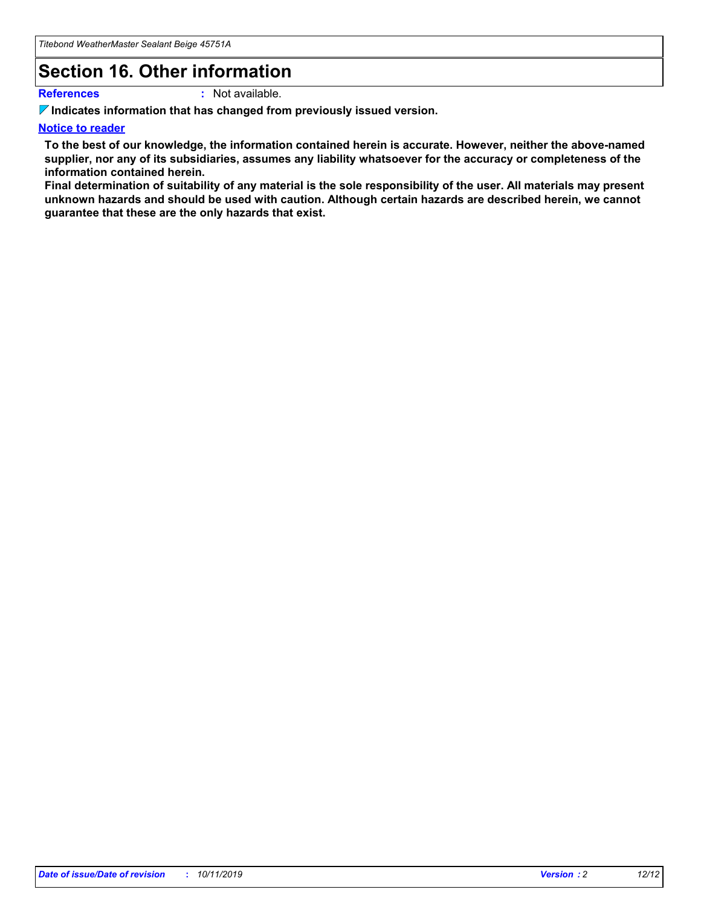# Section 16. Other information

**References** : Not available.

**Indicates information that has changed from previously issued version.**

**Notice to reader**

**To the best of our knowledge, the information contained herein is accurate. However, neither the above-named supplier, nor any of its subsidiaries, assumes any liability whatsoever for the accuracy or completeness of the information contained herein.**

**Final determination of suitability of any material is the sole responsibility of the user. All materials may present unknown hazards and should be used with caution. Although certain hazards are described herein, we cannot guarantee that these are the only hazards that exist.**